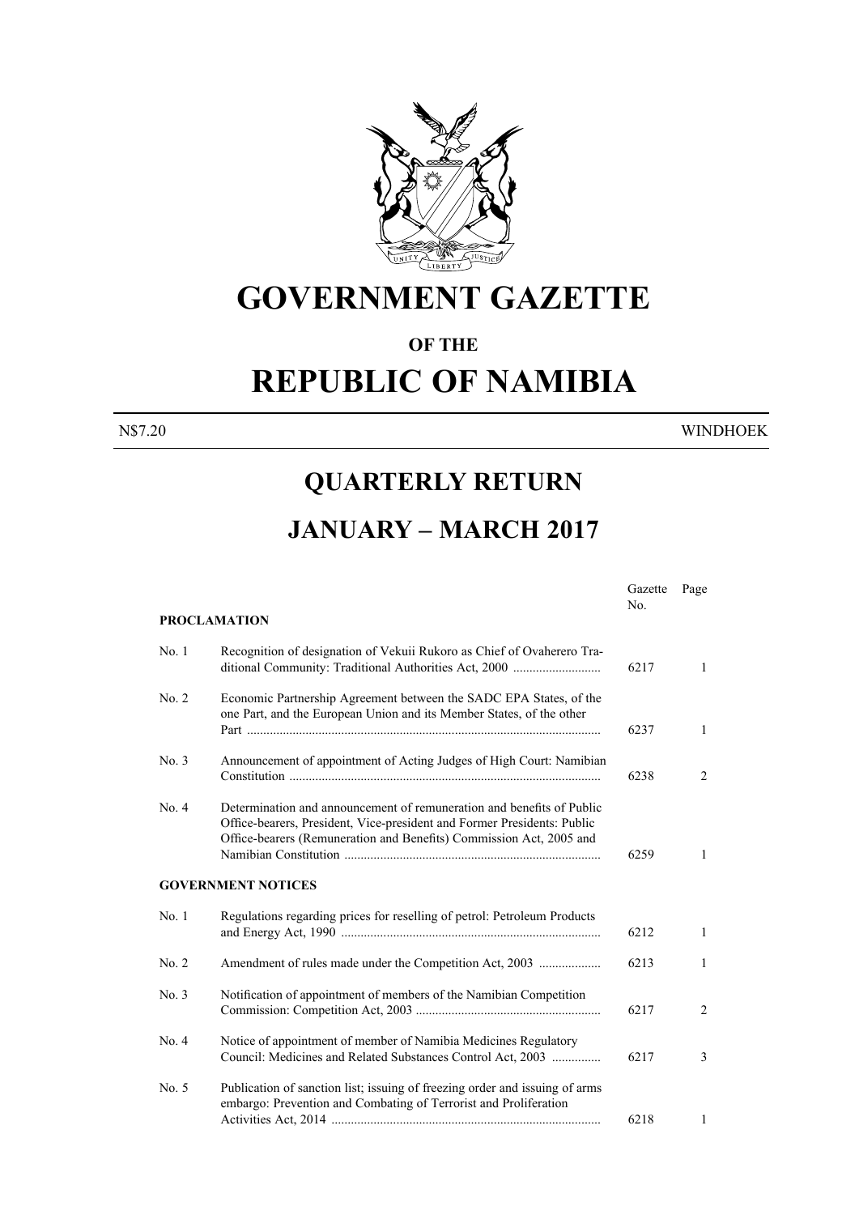# GOVERNMENT GAZETTE

## OF THE

# REPUBLIC OF NAMIBIA

N$7.20 WINDHOEK

## QUARTERLY RETURN

## JANUARY – MARCH 2017

| | | Gazette No. | Page |
|---|---|---|---|
| **PROCLAMATION** | | | |
| No. 1 | Recognition of designation of Vekuii Rukoro as Chief of Ovaherero Traditional Community: Traditional Authorities Act, 2000 .......................... | 6217 | 1 |
| No. 2 | Economic Partnership Agreement between the SADC EPA States, of the one Part, and the European Union and its Member States, of the other Part ............................................................................................ | 6237 | 1 |
| No. 3 | Announcement of appointment of Acting Judges of High Court: Namibian Constitution ............................................................................... | 6238 | 2 |
| No. 4 | Determination and announcement of remuneration and benefits of Public Office-bearers, President, Vice-president and Former Presidents: Public Office-bearers (Remuneration and Benefits) Commission Act, 2005 and Namibian Constitution .............................................................................. | 6259 | 1 |
| **GOVERNMENT NOTICES** | | | |
| No. 1 | Regulations regarding prices for reselling of petrol: Petroleum Products and Energy Act, 1990 ............................................................................... | 6212 | 1 |
| No. 2 | Amendment of rules made under the Competition Act, 2003 .................. | 6213 | 1 |
| No. 3 | Notification of appointment of members of the Namibian Competition Commission: Competition Act, 2003 ......................................................... | 6217 | 2 |
| No. 4 | Notice of appointment of member of Namibia Medicines Regulatory Council: Medicines and Related Substances Control Act, 2003 .............. | 6217 | 3 |
| No. 5 | Publication of sanction list; issuing of freezing order and issuing of arms embargo: Prevention and Combating of Terrorist and Proliferation Activities Act, 2014 .................................................................................. | 6218 | 1 |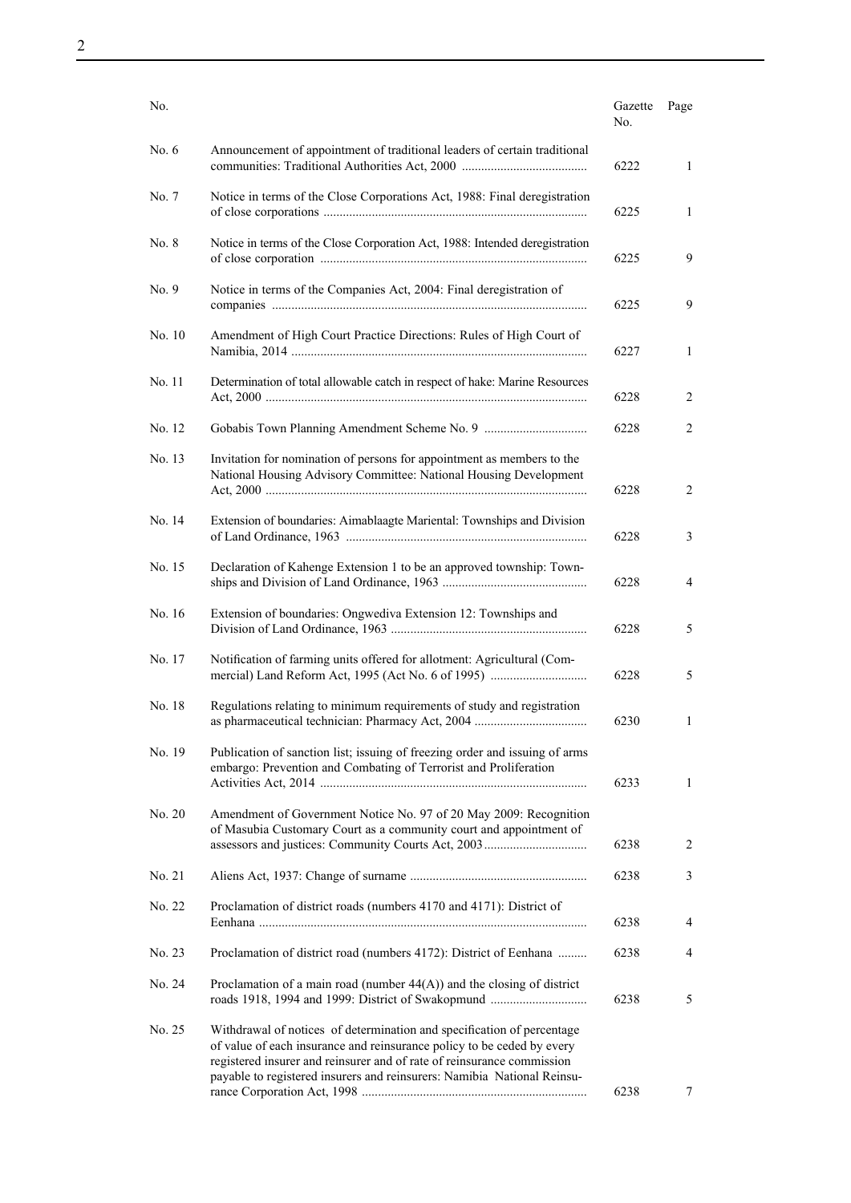| No. | | Gazette No. | Page |
|---|---|---|---|
| No. 6 | Announcement of appointment of traditional leaders of certain traditional communities: Traditional Authorities Act, 2000 | 6222 | 1 |
| No. 7 | Notice in terms of the Close Corporations Act, 1988: Final deregistration of close corporations | 6225 | 1 |
| No. 8 | Notice in terms of the Close Corporation Act, 1988: Intended deregistration of close corporation | 6225 | 9 |
| No. 9 | Notice in terms of the Companies Act, 2004: Final deregistration of companies | 6225 | 9 |
| No. 10 | Amendment of High Court Practice Directions: Rules of High Court of Namibia, 2014 | 6227 | 1 |
| No. 11 | Determination of total allowable catch in respect of hake: Marine Resources Act, 2000 | 6228 | 2 |
| No. 12 | Gobabis Town Planning Amendment Scheme No. 9 | 6228 | 2 |
| No. 13 | Invitation for nomination of persons for appointment as members to the National Housing Advisory Committee: National Housing Development Act, 2000 | 6228 | 2 |
| No. 14 | Extension of boundaries: Aimablaagte Mariental: Townships and Division of Land Ordinance, 1963 | 6228 | 3 |
| No. 15 | Declaration of Kahenge Extension 1 to be an approved township: Townships and Division of Land Ordinance, 1963 | 6228 | 4 |
| No. 16 | Extension of boundaries: Ongwediva Extension 12: Townships and Division of Land Ordinance, 1963 | 6228 | 5 |
| No. 17 | Notification of farming units offered for allotment: Agricultural (Commercial) Land Reform Act, 1995 (Act No. 6 of 1995) | 6228 | 5 |
| No. 18 | Regulations relating to minimum requirements of study and registration as pharmaceutical technician: Pharmacy Act, 2004 | 6230 | 1 |
| No. 19 | Publication of sanction list; issuing of freezing order and issuing of arms embargo: Prevention and Combating of Terrorist and Proliferation Activities Act, 2014 | 6233 | 1 |
| No. 20 | Amendment of Government Notice No. 97 of 20 May 2009: Recognition of Masubia Customary Court as a community court and appointment of assessors and justices: Community Courts Act, 2003 | 6238 | 2 |
| No. 21 | Aliens Act, 1937: Change of surname | 6238 | 3 |
| No. 22 | Proclamation of district roads (numbers 4170 and 4171): District of Eenhana | 6238 | 4 |
| No. 23 | Proclamation of district road (numbers 4172): District of Eenhana | 6238 | 4 |
| No. 24 | Proclamation of a main road (number 44(A)) and the closing of district roads 1918, 1994 and 1999: District of Swakopmund | 6238 | 5 |
| No. 25 | Withdrawal of notices of determination and specification of percentage of value of each insurance and reinsurance policy to be ceded by every registered insurer and reinsurer and of rate of reinsurance commission payable to registered insurers and reinsurers: Namibia National Reinsurance Corporation Act, 1998 | 6238 | 7 |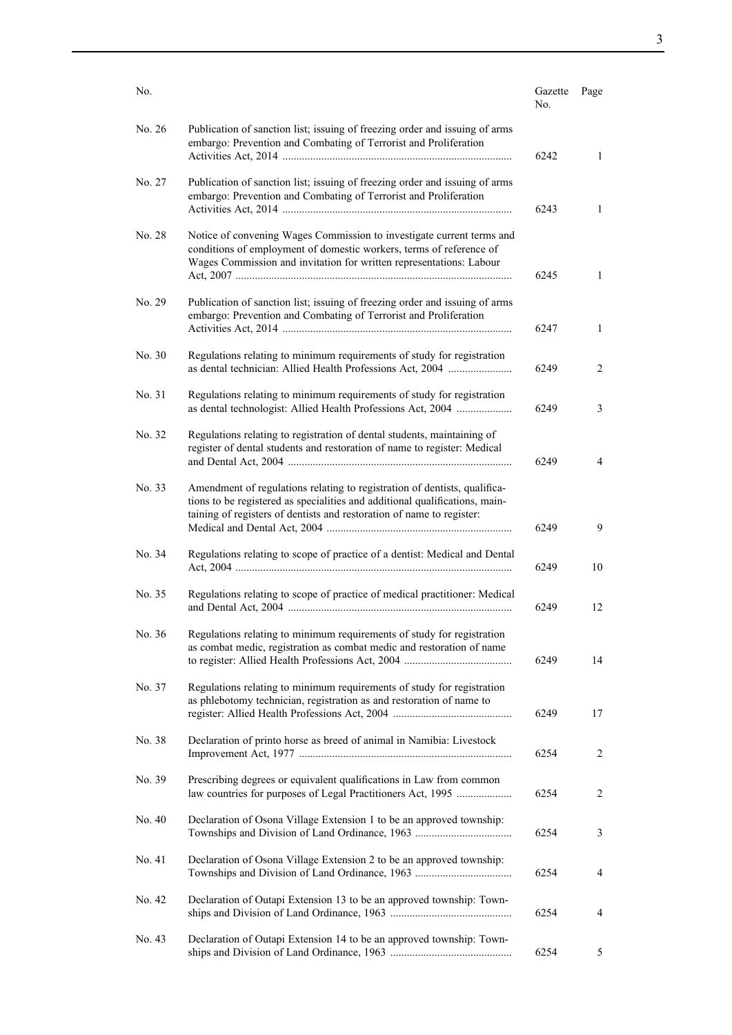| No. | | Gazette No. | Page |
|---|---|---|---|
| No. 26 | Publication of sanction list; issuing of freezing order and issuing of arms embargo: Prevention and Combating of Terrorist and Proliferation Activities Act, 2014 | 6242 | 1 |
| No. 27 | Publication of sanction list; issuing of freezing order and issuing of arms embargo: Prevention and Combating of Terrorist and Proliferation Activities Act, 2014 | 6243 | 1 |
| No. 28 | Notice of convening Wages Commission to investigate current terms and conditions of employment of domestic workers, terms of reference of Wages Commission and invitation for written representations: Labour Act, 2007 | 6245 | 1 |
| No. 29 | Publication of sanction list; issuing of freezing order and issuing of arms embargo: Prevention and Combating of Terrorist and Proliferation Activities Act, 2014 | 6247 | 1 |
| No. 30 | Regulations relating to minimum requirements of study for registration as dental technician: Allied Health Professions Act, 2004 | 6249 | 2 |
| No. 31 | Regulations relating to minimum requirements of study for registration as dental technologist: Allied Health Professions Act, 2004 | 6249 | 3 |
| No. 32 | Regulations relating to registration of dental students, maintaining of register of dental students and restoration of name to register: Medical and Dental Act, 2004 | 6249 | 4 |
| No. 33 | Amendment of regulations relating to registration of dentists, qualifications to be registered as specialities and additional qualifications, maintaining of registers of dentists and restoration of name to register: Medical and Dental Act, 2004 | 6249 | 9 |
| No. 34 | Regulations relating to scope of practice of a dentist: Medical and Dental Act, 2004 | 6249 | 10 |
| No. 35 | Regulations relating to scope of practice of medical practitioner: Medical and Dental Act, 2004 | 6249 | 12 |
| No. 36 | Regulations relating to minimum requirements of study for registration as combat medic, registration as combat medic and restoration of name to register: Allied Health Professions Act, 2004 | 6249 | 14 |
| No. 37 | Regulations relating to minimum requirements of study for registration as phlebotomy technician, registration as and restoration of name to register: Allied Health Professions Act, 2004 | 6249 | 17 |
| No. 38 | Declaration of printo horse as breed of animal in Namibia: Livestock Improvement Act, 1977 | 6254 | 2 |
| No. 39 | Prescribing degrees or equivalent qualifications in Law from common law countries for purposes of Legal Practitioners Act, 1995 | 6254 | 2 |
| No. 40 | Declaration of Osona Village Extension 1 to be an approved township: Townships and Division of Land Ordinance, 1963 | 6254 | 3 |
| No. 41 | Declaration of Osona Village Extension 2 to be an approved township: Townships and Division of Land Ordinance, 1963 | 6254 | 4 |
| No. 42 | Declaration of Outapi Extension 13 to be an approved township: Townships and Division of Land Ordinance, 1963 | 6254 | 4 |
| No. 43 | Declaration of Outapi Extension 14 to be an approved township: Townships and Division of Land Ordinance, 1963 | 6254 | 5 |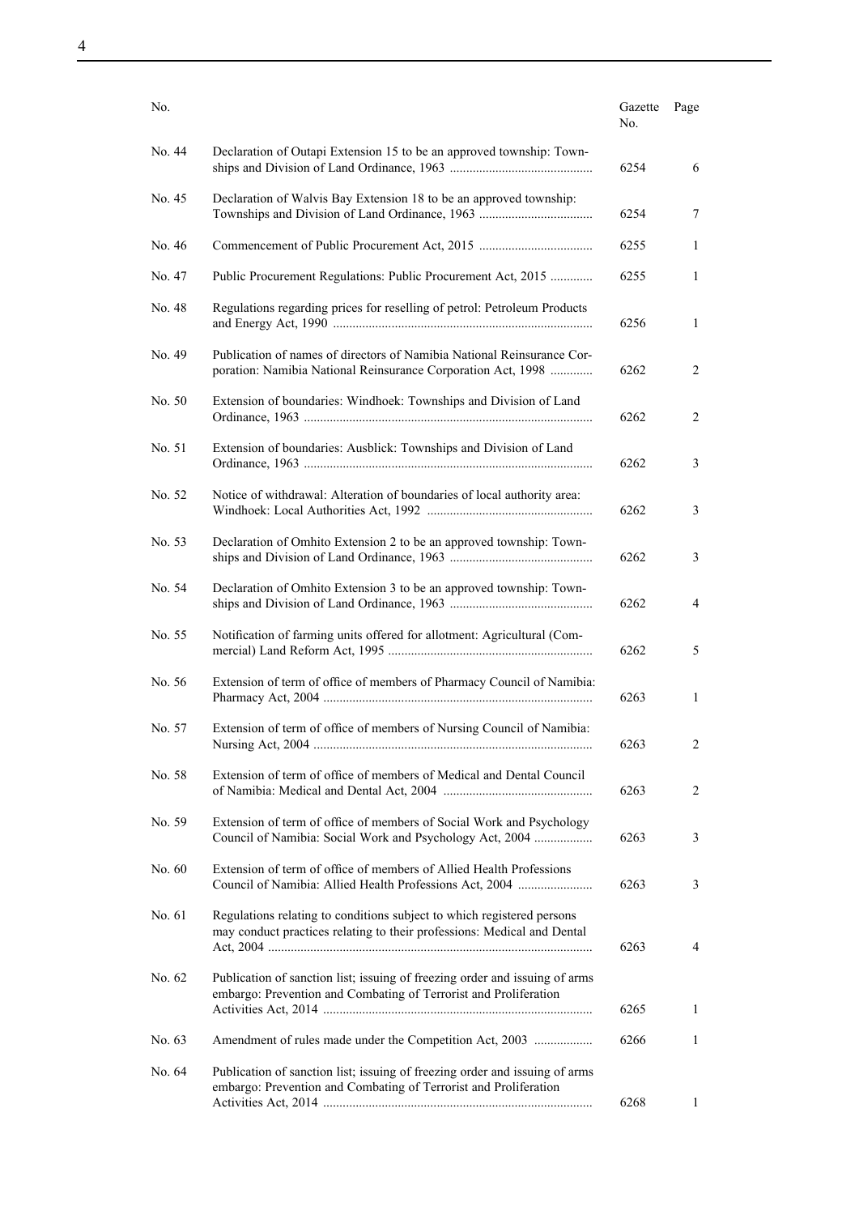| No. | | Gazette No. | Page |
|---|---|---|---|
| No. 44 | Declaration of Outapi Extension 15 to be an approved township: Townships and Division of Land Ordinance, 1963 | 6254 | 6 |
| No. 45 | Declaration of Walvis Bay Extension 18 to be an approved township: Townships and Division of Land Ordinance, 1963 | 6254 | 7 |
| No. 46 | Commencement of Public Procurement Act, 2015 | 6255 | 1 |
| No. 47 | Public Procurement Regulations: Public Procurement Act, 2015 | 6255 | 1 |
| No. 48 | Regulations regarding prices for reselling of petrol: Petroleum Products and Energy Act, 1990 | 6256 | 1 |
| No. 49 | Publication of names of directors of Namibia National Reinsurance Corporation: Namibia National Reinsurance Corporation Act, 1998 | 6262 | 2 |
| No. 50 | Extension of boundaries: Windhoek: Townships and Division of Land Ordinance, 1963 | 6262 | 2 |
| No. 51 | Extension of boundaries: Ausblick: Townships and Division of Land Ordinance, 1963 | 6262 | 3 |
| No. 52 | Notice of withdrawal: Alteration of boundaries of local authority area: Windhoek: Local Authorities Act, 1992 | 6262 | 3 |
| No. 53 | Declaration of Omhito Extension 2 to be an approved township: Townships and Division of Land Ordinance, 1963 | 6262 | 3 |
| No. 54 | Declaration of Omhito Extension 3 to be an approved township: Townships and Division of Land Ordinance, 1963 | 6262 | 4 |
| No. 55 | Notification of farming units offered for allotment: Agricultural (Commercial) Land Reform Act, 1995 | 6262 | 5 |
| No. 56 | Extension of term of office of members of Pharmacy Council of Namibia: Pharmacy Act, 2004 | 6263 | 1 |
| No. 57 | Extension of term of office of members of Nursing Council of Namibia: Nursing Act, 2004 | 6263 | 2 |
| No. 58 | Extension of term of office of members of Medical and Dental Council of Namibia: Medical and Dental Act, 2004 | 6263 | 2 |
| No. 59 | Extension of term of office of members of Social Work and Psychology Council of Namibia: Social Work and Psychology Act, 2004 | 6263 | 3 |
| No. 60 | Extension of term of office of members of Allied Health Professions Council of Namibia: Allied Health Professions Act, 2004 | 6263 | 3 |
| No. 61 | Regulations relating to conditions subject to which registered persons may conduct practices relating to their professions: Medical and Dental Act, 2004 | 6263 | 4 |
| No. 62 | Publication of sanction list; issuing of freezing order and issuing of arms embargo: Prevention and Combating of Terrorist and Proliferation Activities Act, 2014 | 6265 | 1 |
| No. 63 | Amendment of rules made under the Competition Act, 2003 | 6266 | 1 |
| No. 64 | Publication of sanction list; issuing of freezing order and issuing of arms embargo: Prevention and Combating of Terrorist and Proliferation Activities Act, 2014 | 6268 | 1 |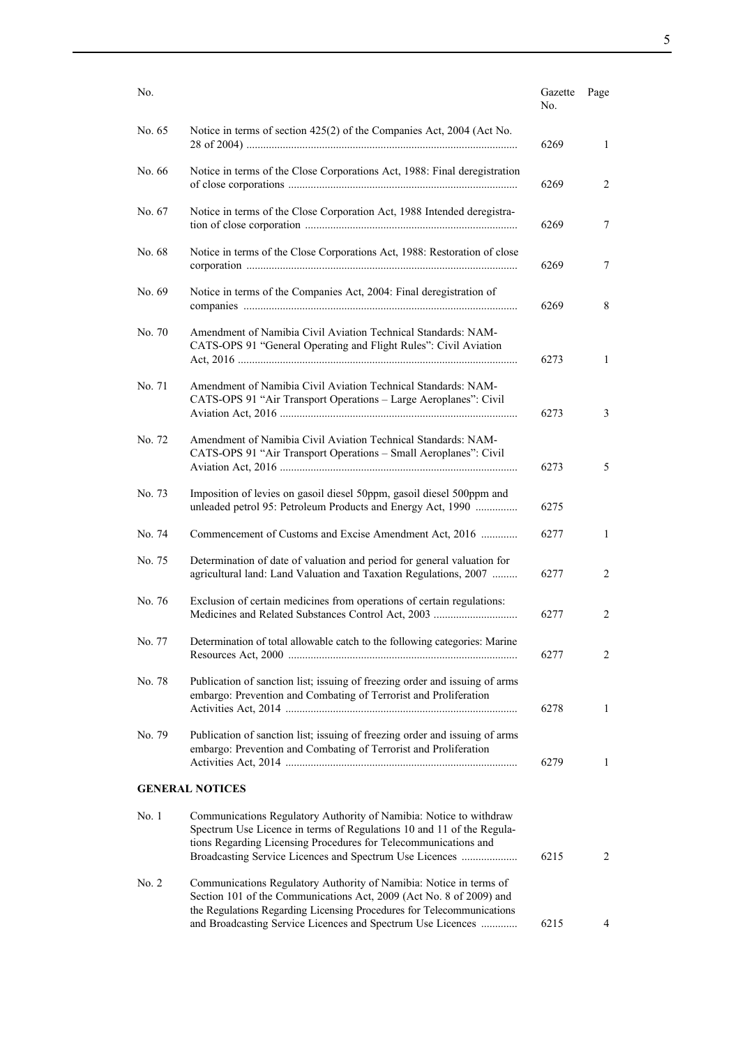| No. | | Gazette No. | Page |
|---|---|---|---|
| No. 65 | Notice in terms of section 425(2) of the Companies Act, 2004 (Act No. 28 of 2004) | 6269 | 1 |
| No. 66 | Notice in terms of the Close Corporations Act, 1988: Final deregistration of close corporations | 6269 | 2 |
| No. 67 | Notice in terms of the Close Corporation Act, 1988 Intended deregistration of close corporation | 6269 | 7 |
| No. 68 | Notice in terms of the Close Corporations Act, 1988: Restoration of close corporation | 6269 | 7 |
| No. 69 | Notice in terms of the Companies Act, 2004: Final deregistration of companies | 6269 | 8 |
| No. 70 | Amendment of Namibia Civil Aviation Technical Standards: NAM-CATS-OPS 91 "General Operating and Flight Rules": Civil Aviation Act, 2016 | 6273 | 1 |
| No. 71 | Amendment of Namibia Civil Aviation Technical Standards: NAM-CATS-OPS 91 "Air Transport Operations – Large Aeroplanes": Civil Aviation Act, 2016 | 6273 | 3 |
| No. 72 | Amendment of Namibia Civil Aviation Technical Standards: NAM-CATS-OPS 91 "Air Transport Operations – Small Aeroplanes": Civil Aviation Act, 2016 | 6273 | 5 |
| No. 73 | Imposition of levies on gasoil diesel 50ppm, gasoil diesel 500ppm and unleaded petrol 95: Petroleum Products and Energy Act, 1990 | 6275 | |
| No. 74 | Commencement of Customs and Excise Amendment Act, 2016 | 6277 | 1 |
| No. 75 | Determination of date of valuation and period for general valuation for agricultural land: Land Valuation and Taxation Regulations, 2007 | 6277 | 2 |
| No. 76 | Exclusion of certain medicines from operations of certain regulations: Medicines and Related Substances Control Act, 2003 | 6277 | 2 |
| No. 77 | Determination of total allowable catch to the following categories: Marine Resources Act, 2000 | 6277 | 2 |
| No. 78 | Publication of sanction list; issuing of freezing order and issuing of arms embargo: Prevention and Combating of Terrorist and Proliferation Activities Act, 2014 | 6278 | 1 |
| No. 79 | Publication of sanction list; issuing of freezing order and issuing of arms embargo: Prevention and Combating of Terrorist and Proliferation Activities Act, 2014 | 6279 | 1 |

**GENERAL NOTICES**

| No. | | Gazette No. | Page |
|---|---|---|---|
| No. 1 | Communications Regulatory Authority of Namibia: Notice to withdraw Spectrum Use Licence in terms of Regulations 10 and 11 of the Regulations Regarding Licensing Procedures for Telecommunications and Broadcasting Service Licences and Spectrum Use Licences | 6215 | 2 |
| No. 2 | Communications Regulatory Authority of Namibia: Notice in terms of Section 101 of the Communications Act, 2009 (Act No. 8 of 2009) and the Regulations Regarding Licensing Procedures for Telecommunications and Broadcasting Service Licences and Spectrum Use Licences | 6215 | 4 |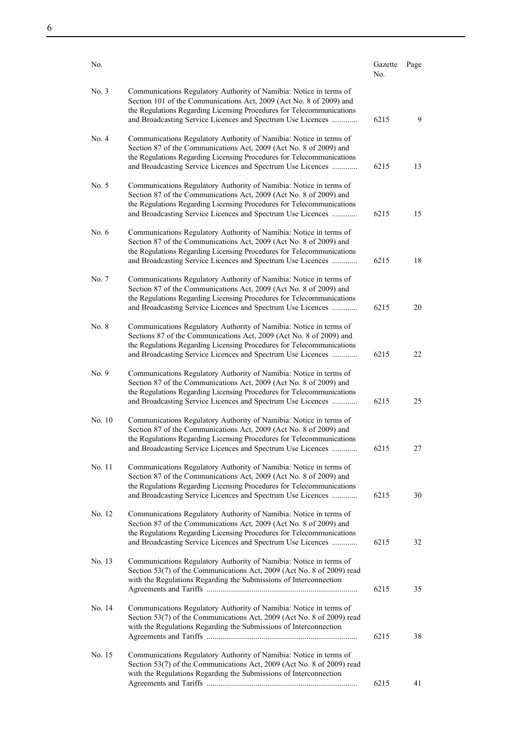| No. | | Gazette No. | Page |
|---|---|---|---|
| No. 3 | Communications Regulatory Authority of Namibia: Notice in terms of Section 101 of the Communications Act, 2009 (Act No. 8 of 2009) and the Regulations Regarding Licensing Procedures for Telecommunications and Broadcasting Service Licences and Spectrum Use Licences ............ | 6215 | 9 |
| No. 4 | Communications Regulatory Authority of Namibia: Notice in terms of Section 87 of the Communications Act, 2009 (Act No. 8 of 2009) and the Regulations Regarding Licensing Procedures for Telecommunications and Broadcasting Service Licences and Spectrum Use Licences ............ | 6215 | 13 |
| No. 5 | Communications Regulatory Authority of Namibia: Notice in terms of Section 87 of the Communications Act, 2009 (Act No. 8 of 2009) and the Regulations Regarding Licensing Procedures for Telecommunications and Broadcasting Service Licences and Spectrum Use Licences ............ | 6215 | 15 |
| No. 6 | Communications Regulatory Authority of Namibia: Notice in terms of Section 87 of the Communications Act, 2009 (Act No. 8 of 2009) and the Regulations Regarding Licensing Procedures for Telecommunications and Broadcasting Service Licences and Spectrum Use Licences ............ | 6215 | 18 |
| No. 7 | Communications Regulatory Authority of Namibia: Notice in terms of Section 87 of the Communications Act, 2009 (Act No. 8 of 2009) and the Regulations Regarding Licensing Procedures for Telecommunications and Broadcasting Service Licences and Spectrum Use Licences ............ | 6215 | 20 |
| No. 8 | Communications Regulatory Authority of Namibia: Notice in terms of Sections 87 of the Communications Act, 2009 (Act No. 8 of 2009) and the Regulations Regarding Licensing Procedures for Telecommunications and Broadcasting Service Licences and Spectrum Use Licences ............ | 6215 | 22 |
| No. 9 | Communications Regulatory Authority of Namibia: Notice in terms of Section 87 of the Communications Act, 2009 (Act No. 8 of 2009) and the Regulations Regarding Licensing Procedures for Telecommunications and Broadcasting Service Licences and Spectrum Use Licences ............ | 6215 | 25 |
| No. 10 | Communications Regulatory Authority of Namibia: Notice in terms of Section 87 of the Communications Act, 2009 (Act No. 8 of 2009) and the Regulations Regarding Licensing Procedures for Telecommunications and Broadcasting Service Licences and Spectrum Use Licences ............ | 6215 | 27 |
| No. 11 | Communications Regulatory Authority of Namibia: Notice in terms of Section 87 of the Communications Act, 2009 (Act No. 8 of 2009) and the Regulations Regarding Licensing Procedures for Telecommunications and Broadcasting Service Licences and Spectrum Use Licences ............ | 6215 | 30 |
| No. 12 | Communications Regulatory Authority of Namibia: Notice in terms of Section 87 of the Communications Act, 2009 (Act No. 8 of 2009) and the Regulations Regarding Licensing Procedures for Telecommunications and Broadcasting Service Licences and Spectrum Use Licences ............ | 6215 | 32 |
| No. 13 | Communications Regulatory Authority of Namibia: Notice in terms of Section 53(7) of the Communications Act, 2009 (Act No. 8 of 2009) read with the Regulations Regarding the Submissions of Interconnection Agreements and Tariffs ............................................................................ | 6215 | 35 |
| No. 14 | Communications Regulatory Authority of Namibia: Notice in terms of Section 53(7) of the Communications Act, 2009 (Act No. 8 of 2009) read with the Regulations Regarding the Submissions of Interconnection Agreements and Tariffs ............................................................................ | 6215 | 38 |
| No. 15 | Communications Regulatory Authority of Namibia: Notice in terms of Section 53(7) of the Communications Act, 2009 (Act No. 8 of 2009) read with the Regulations Regarding the Submissions of Interconnection Agreements and Tariffs ............................................................................ | 6215 | 41 |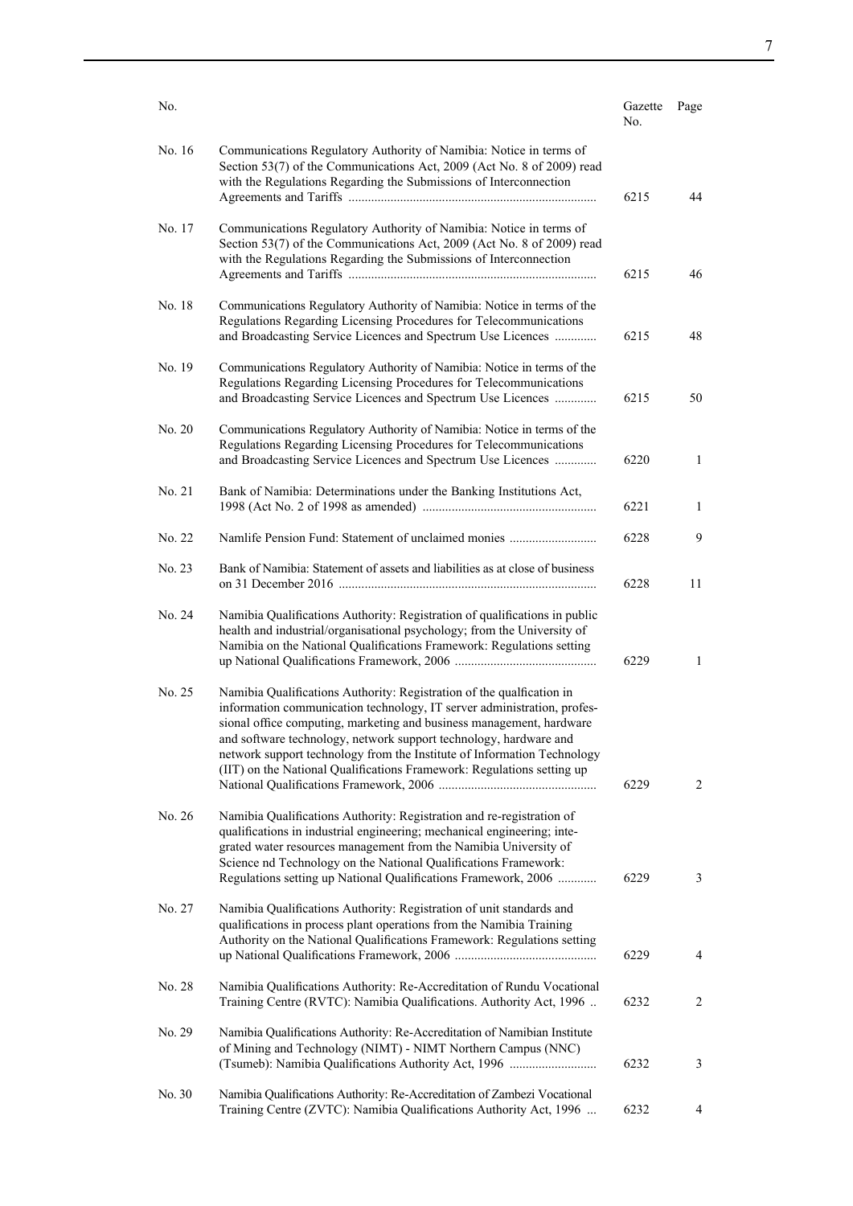| No. | | Gazette No. | Page |
|---|---|---|---|
| No. 16 | Communications Regulatory Authority of Namibia: Notice in terms of Section 53(7) of the Communications Act, 2009 (Act No. 8 of 2009) read with the Regulations Regarding the Submissions of Interconnection Agreements and Tariffs ............................................................................ | 6215 | 44 |
| No. 17 | Communications Regulatory Authority of Namibia: Notice in terms of Section 53(7) of the Communications Act, 2009 (Act No. 8 of 2009) read with the Regulations Regarding the Submissions of Interconnection Agreements and Tariffs ............................................................................ | 6215 | 46 |
| No. 18 | Communications Regulatory Authority of Namibia: Notice in terms of the Regulations Regarding Licensing Procedures for Telecommunications and Broadcasting Service Licences and Spectrum Use Licences ............. | 6215 | 48 |
| No. 19 | Communications Regulatory Authority of Namibia: Notice in terms of the Regulations Regarding Licensing Procedures for Telecommunications and Broadcasting Service Licences and Spectrum Use Licences ............. | 6215 | 50 |
| No. 20 | Communications Regulatory Authority of Namibia: Notice in terms of the Regulations Regarding Licensing Procedures for Telecommunications and Broadcasting Service Licences and Spectrum Use Licences ............. | 6220 | 1 |
| No. 21 | Bank of Namibia: Determinations under the Banking Institutions Act, 1998 (Act No. 2 of 1998 as amended) ..................................................... | 6221 | 1 |
| No. 22 | Namlife Pension Fund: Statement of unclaimed monies ........................... | 6228 | 9 |
| No. 23 | Bank of Namibia: Statement of assets and liabilities as at close of business on 31 December 2016 ................................................................................ | 6228 | 11 |
| No. 24 | Namibia Qualifications Authority: Registration of qualifications in public health and industrial/organisational psychology; from the University of Namibia on the National Qualifications Framework: Regulations setting up National Qualifications Framework, 2006 ............................................ | 6229 | 1 |
| No. 25 | Namibia Qualifications Authority: Registration of the qualfication in information communication technology, IT server administration, professional office computing, marketing and business management, hardware and software technology, network support technology, hardware and network support technology from the Institute of Information Technology (IIT) on the National Qualifications Framework: Regulations setting up National Qualifications Framework, 2006 ................................................ | 6229 | 2 |
| No. 26 | Namibia Qualifications Authority: Registration and re-registration of qualifications in industrial engineering; mechanical engineering; integrated water resources management from the Namibia University of Science nd Technology on the National Qualifications Framework: Regulations setting up National Qualifications Framework, 2006 ............ | 6229 | 3 |
| No. 27 | Namibia Qualifications Authority: Registration of unit standards and qualifications in process plant operations from the Namibia Training Authority on the National Qualifications Framework: Regulations setting up National Qualifications Framework, 2006 ............................................ | 6229 | 4 |
| No. 28 | Namibia Qualifications Authority: Re-Accreditation of Rundu Vocational Training Centre (RVTC): Namibia Qualifications. Authority Act, 1996 .. | 6232 | 2 |
| No. 29 | Namibia Qualifications Authority: Re-Accreditation of Namibian Institute of Mining and Technology (NIMT) - NIMT Northern Campus (NNC) (Tsumeb): Namibia Qualifications Authority Act, 1996 ........................... | 6232 | 3 |
| No. 30 | Namibia Qualifications Authority: Re-Accreditation of Zambezi Vocational Training Centre (ZVTC): Namibia Qualifications Authority Act, 1996 ... | 6232 | 4 |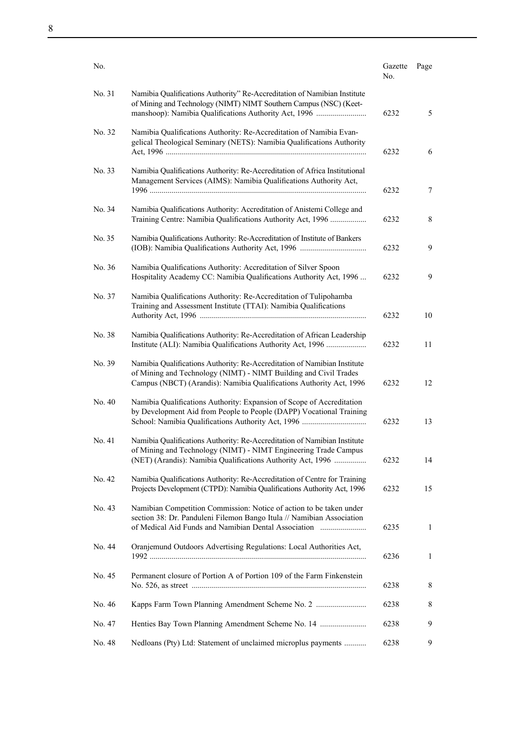| No. | | Gazette No. | Page |
|---|---|---|---|
| No. 31 | Namibia Qualifications Authority" Re-Accreditation of Namibian Institute of Mining and Technology (NIMT) NIMT Southern Campus (NSC) (Keetmanshoop): Namibia Qualifications Authority Act, 1996 | 6232 | 5 |
| No. 32 | Namibia Qualifications Authority: Re-Accreditation of Namibia Evangelical Theological Seminary (NETS): Namibia Qualifications Authority Act, 1996 | 6232 | 6 |
| No. 33 | Namibia Qualifications Authority: Re-Accreditation of Africa Institutional Management Services (AIMS): Namibia Qualifications Authority Act, 1996 | 6232 | 7 |
| No. 34 | Namibia Qualifications Authority: Accreditation of Anistemi College and Training Centre: Namibia Qualifications Authority Act, 1996 | 6232 | 8 |
| No. 35 | Namibia Qualifications Authority: Re-Accreditation of Institute of Bankers (IOB): Namibia Qualifications Authority Act, 1996 | 6232 | 9 |
| No. 36 | Namibia Qualifications Authority: Accreditation of Silver Spoon Hospitality Academy CC: Namibia Qualifications Authority Act, 1996 | 6232 | 9 |
| No. 37 | Namibia Qualifications Authority: Re-Accreditation of Tulipohamba Training and Assessment Institute (TTAI): Namibia Qualifications Authority Act, 1996 | 6232 | 10 |
| No. 38 | Namibia Qualifications Authority: Re-Accreditation of African Leadership Institute (ALI): Namibia Qualifications Authority Act, 1996 | 6232 | 11 |
| No. 39 | Namibia Qualifications Authority: Re-Accreditation of Namibian Institute of Mining and Technology (NIMT) - NIMT Building and Civil Trades Campus (NBCT) (Arandis): Namibia Qualifications Authority Act, 1996 | 6232 | 12 |
| No. 40 | Namibia Qualifications Authority: Expansion of Scope of Accreditation by Development Aid from People to People (DAPP) Vocational Training School: Namibia Qualifications Authority Act, 1996 | 6232 | 13 |
| No. 41 | Namibia Qualifications Authority: Re-Accreditation of Namibian Institute of Mining and Technology (NIMT) - NIMT Engineering Trade Campus (NET) (Arandis): Namibia Qualifications Authority Act, 1996 | 6232 | 14 |
| No. 42 | Namibia Qualifications Authority: Re-Accreditation of Centre for Training Projects Development (CTPD): Namibia Qualifications Authority Act, 1996 | 6232 | 15 |
| No. 43 | Namibian Competition Commission: Notice of action to be taken under section 38: Dr. Panduleni Filemon Bango Itula // Namibian Association of Medical Aid Funds and Namibian Dental Association | 6235 | 1 |
| No. 44 | Oranjemund Outdoors Advertising Regulations: Local Authorities Act, 1992 | 6236 | 1 |
| No. 45 | Permanent closure of Portion A of Portion 109 of the Farm Finkenstein No. 526, as street | 6238 | 8 |
| No. 46 | Kapps Farm Town Planning Amendment Scheme No. 2 | 6238 | 8 |
| No. 47 | Henties Bay Town Planning Amendment Scheme No. 14 | 6238 | 9 |
| No. 48 | Nedloans (Pty) Ltd: Statement of unclaimed microplus payments | 6238 | 9 |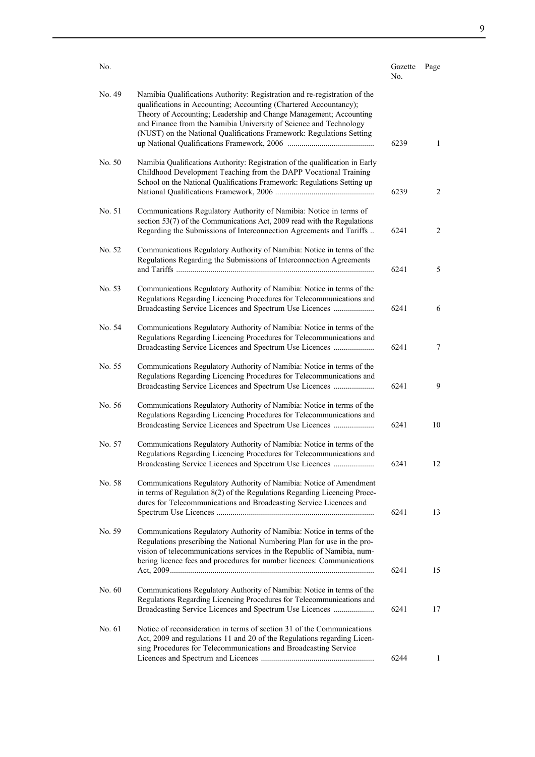| No. | | Gazette No. | Page |
|---|---|---|---|
| No. 49 | Namibia Qualifications Authority: Registration and re-registration of the qualifications in Accounting; Accounting (Chartered Accountancy); Theory of Accounting; Leadership and Change Management; Accounting and Finance from the Namibia University of Science and Technology (NUST) on the National Qualifications Framework: Regulations Setting up National Qualifications Framework, 2006 | 6239 | 1 |
| No. 50 | Namibia Qualifications Authority: Registration of the qualification in Early Childhood Development Teaching from the DAPP Vocational Training School on the National Qualifications Framework: Regulations Setting up National Qualifications Framework, 2006 | 6239 | 2 |
| No. 51 | Communications Regulatory Authority of Namibia: Notice in terms of section 53(7) of the Communications Act, 2009 read with the Regulations Regarding the Submissions of Interconnection Agreements and Tariffs | 6241 | 2 |
| No. 52 | Communications Regulatory Authority of Namibia: Notice in terms of the Regulations Regarding the Submissions of Interconnection Agreements and Tariffs | 6241 | 5 |
| No. 53 | Communications Regulatory Authority of Namibia: Notice in terms of the Regulations Regarding Licencing Procedures for Telecommunications and Broadcasting Service Licences and Spectrum Use Licences | 6241 | 6 |
| No. 54 | Communications Regulatory Authority of Namibia: Notice in terms of the Regulations Regarding Licencing Procedures for Telecommunications and Broadcasting Service Licences and Spectrum Use Licences | 6241 | 7 |
| No. 55 | Communications Regulatory Authority of Namibia: Notice in terms of the Regulations Regarding Licencing Procedures for Telecommunications and Broadcasting Service Licences and Spectrum Use Licences | 6241 | 9 |
| No. 56 | Communications Regulatory Authority of Namibia: Notice in terms of the Regulations Regarding Licencing Procedures for Telecommunications and Broadcasting Service Licences and Spectrum Use Licences | 6241 | 10 |
| No. 57 | Communications Regulatory Authority of Namibia: Notice in terms of the Regulations Regarding Licencing Procedures for Telecommunications and Broadcasting Service Licences and Spectrum Use Licences | 6241 | 12 |
| No. 58 | Communications Regulatory Authority of Namibia: Notice of Amendment in terms of Regulation 8(2) of the Regulations Regarding Licencing Procedures for Telecommunications and Broadcasting Service Licences and Spectrum Use Licences | 6241 | 13 |
| No. 59 | Communications Regulatory Authority of Namibia: Notice in terms of the Regulations prescribing the National Numbering Plan for use in the provision of telecommunications services in the Republic of Namibia, numbering licence fees and procedures for number licences: Communications Act, 2009 | 6241 | 15 |
| No. 60 | Communications Regulatory Authority of Namibia: Notice in terms of the Regulations Regarding Licencing Procedures for Telecommunications and Broadcasting Service Licences and Spectrum Use Licences | 6241 | 17 |
| No. 61 | Notice of reconsideration in terms of section 31 of the Communications Act, 2009 and regulations 11 and 20 of the Regulations regarding Licensing Procedures for Telecommunications and Broadcasting Service Licences and Spectrum and Licences | 6244 | 1 |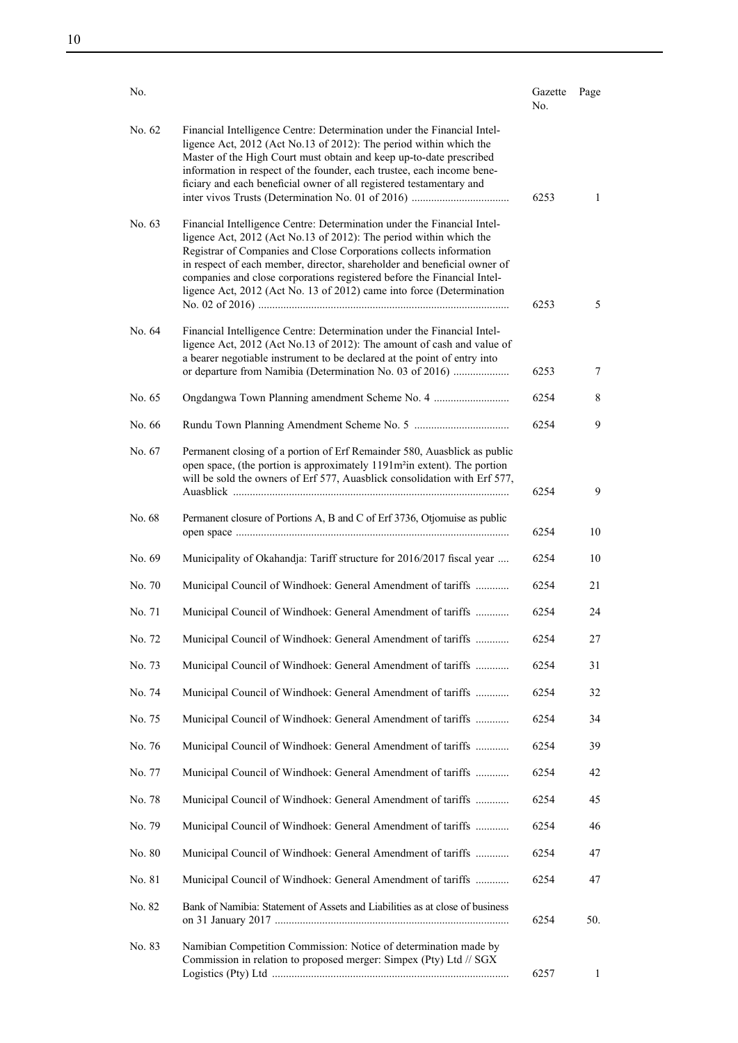| No. | | Gazette No. | Page |
|---|---|---|---|
| No. 62 | Financial Intelligence Centre: Determination under the Financial Intelligence Act, 2012 (Act No.13 of 2012): The period within which the Master of the High Court must obtain and keep up-to-date prescribed information in respect of the founder, each trustee, each income beneficiary and each beneficial owner of all registered testamentary and inter vivos Trusts (Determination No. 01 of 2016) .................................. | 6253 | 1 |
| No. 63 | Financial Intelligence Centre: Determination under the Financial Intelligence Act, 2012 (Act No.13 of 2012): The period within which the Registrar of Companies and Close Corporations collects information in respect of each member, director, shareholder and beneficial owner of companies and close corporations registered before the Financial Intelligence Act, 2012 (Act No. 13 of 2012) came into force (Determination No. 02 of 2016) ......................................................................................... | 6253 | 5 |
| No. 64 | Financial Intelligence Centre: Determination under the Financial Intelligence Act, 2012 (Act No.13 of 2012): The amount of cash and value of a bearer negotiable instrument to be declared at the point of entry into or departure from Namibia (Determination No. 03 of 2016) .................... | 6253 | 7 |
| No. 65 | Ongdangwa Town Planning amendment Scheme No. 4 ........................... | 6254 | 8 |
| No. 66 | Rundu Town Planning Amendment Scheme No. 5 ................................. | 6254 | 9 |
| No. 67 | Permanent closing of a portion of Erf Remainder 580, Auasblick as public open space, (the portion is approximately 1191m²in extent). The portion will be sold the owners of Erf 577, Auasblick consolidation with Erf 577, Auasblick ................................................................................................... | 6254 | 9 |
| No. 68 | Permanent closure of Portions A, B and C of Erf 3736, Otjomuise as public open space ................................................................................................. | 6254 | 10 |
| No. 69 | Municipality of Okahandja: Tariff structure for 2016/2017 fiscal year .... | 6254 | 10 |
| No. 70 | Municipal Council of Windhoek: General Amendment of tariffs ............ | 6254 | 21 |
| No. 71 | Municipal Council of Windhoek: General Amendment of tariffs ............ | 6254 | 24 |
| No. 72 | Municipal Council of Windhoek: General Amendment of tariffs ............ | 6254 | 27 |
| No. 73 | Municipal Council of Windhoek: General Amendment of tariffs ............ | 6254 | 31 |
| No. 74 | Municipal Council of Windhoek: General Amendment of tariffs ............ | 6254 | 32 |
| No. 75 | Municipal Council of Windhoek: General Amendment of tariffs ............ | 6254 | 34 |
| No. 76 | Municipal Council of Windhoek: General Amendment of tariffs ............ | 6254 | 39 |
| No. 77 | Municipal Council of Windhoek: General Amendment of tariffs ............ | 6254 | 42 |
| No. 78 | Municipal Council of Windhoek: General Amendment of tariffs ............ | 6254 | 45 |
| No. 79 | Municipal Council of Windhoek: General Amendment of tariffs ............ | 6254 | 46 |
| No. 80 | Municipal Council of Windhoek: General Amendment of tariffs ............ | 6254 | 47 |
| No. 81 | Municipal Council of Windhoek: General Amendment of tariffs ............ | 6254 | 47 |
| No. 82 | Bank of Namibia: Statement of Assets and Liabilities as at close of business on 31 January 2017 ................................................................................... | 6254 | 50. |
| No. 83 | Namibian Competition Commission: Notice of determination made by Commission in relation to proposed merger: Simpex (Pty) Ltd // SGX Logistics (Pty) Ltd .................................................................................... | 6257 | 1 |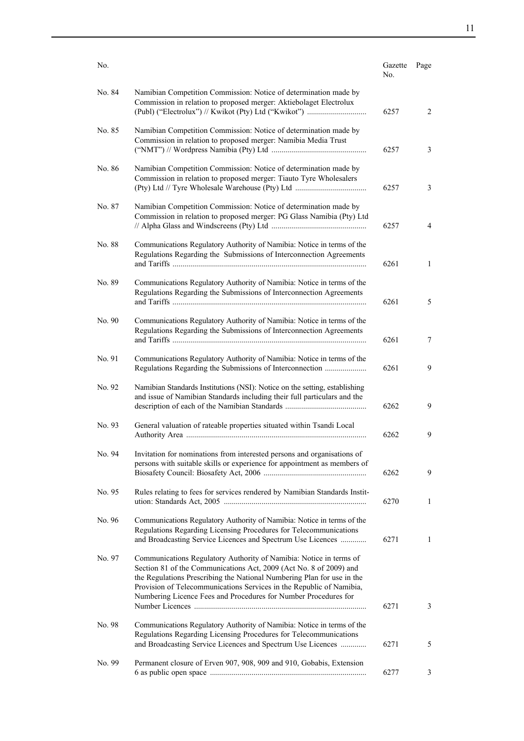| No. | | Gazette No. | Page |
|---|---|---|---|
| No. 84 | Namibian Competition Commission: Notice of determination made by Commission in relation to proposed merger: Aktiebolaget Electrolux (Publ) ("Electrolux") // Kwikot (Pty) Ltd ("Kwikot") ............................. | 6257 | 2 |
| No. 85 | Namibian Competition Commission: Notice of determination made by Commission in relation to proposed merger: Namibia Media Trust ("NMT") // Wordpress Namibia (Pty) Ltd ............................................... | 6257 | 3 |
| No. 86 | Namibian Competition Commission: Notice of determination made by Commission in relation to proposed merger: Tiauto Tyre Wholesalers (Pty) Ltd // Tyre Wholesale Warehouse (Pty) Ltd .................................... | 6257 | 3 |
| No. 87 | Namibian Competition Commission: Notice of determination made by Commission in relation to proposed merger: PG Glass Namibia (Pty) Ltd // Alpha Glass and Windscreens (Pty) Ltd ............................................... | 6257 | 4 |
| No. 88 | Communications Regulatory Authority of Namibia: Notice in terms of the Regulations Regarding the Submissions of Interconnection Agreements and Tariffs ................................................................................................ | 6261 | 1 |
| No. 89 | Communications Regulatory Authority of Namibia: Notice in terms of the Regulations Regarding the Submissions of Interconnection Agreements and Tariffs ................................................................................................ | 6261 | 5 |
| No. 90 | Communications Regulatory Authority of Namibia: Notice in terms of the Regulations Regarding the Submissions of Interconnection Agreements and Tariffs ................................................................................................ | 6261 | 7 |
| No. 91 | Communications Regulatory Authority of Namibia: Notice in terms of the Regulations Regarding the Submissions of Interconnection ..................... | 6261 | 9 |
| No. 92 | Namibian Standards Institutions (NSI): Notice on the setting, establishing and issue of Namibian Standards including their full particulars and the description of each of the Namibian Standards ......................................... | 6262 | 9 |
| No. 93 | General valuation of rateable properties situated within Tsandi Local Authority Area .......................................................................................... | 6262 | 9 |
| No. 94 | Invitation for nominations from interested persons and organisations of persons with suitable skills or experience for appointment as members of Biosafety Council: Biosafety Act, 2006 .................................................... | 6262 | 9 |
| No. 95 | Rules relating to fees for services rendered by Namibian Standards Institution: Standards Act, 2005 ....................................................................... | 6270 | 1 |
| No. 96 | Communications Regulatory Authority of Namibia: Notice in terms of the Regulations Regarding Licensing Procedures for Telecommunications and Broadcasting Service Licences and Spectrum Use Licences ............ | 6271 | 1 |
| No. 97 | Communications Regulatory Authority of Namibia: Notice in terms of Section 81 of the Communications Act, 2009 (Act No. 8 of 2009) and the Regulations Prescribing the National Numbering Plan for use in the Provision of Telecommunications Services in the Republic of Namibia, Numbering Licence Fees and Procedures for Number Procedures for Number Licences ...................................................................................... | 6271 | 3 |
| No. 98 | Communications Regulatory Authority of Namibia: Notice in terms of the Regulations Regarding Licensing Procedures for Telecommunications and Broadcasting Service Licences and Spectrum Use Licences ............ | 6271 | 5 |
| No. 99 | Permanent closure of Erven 907, 908, 909 and 910, Gobabis, Extension 6 as public open space .............................................................................. | 6277 | 3 |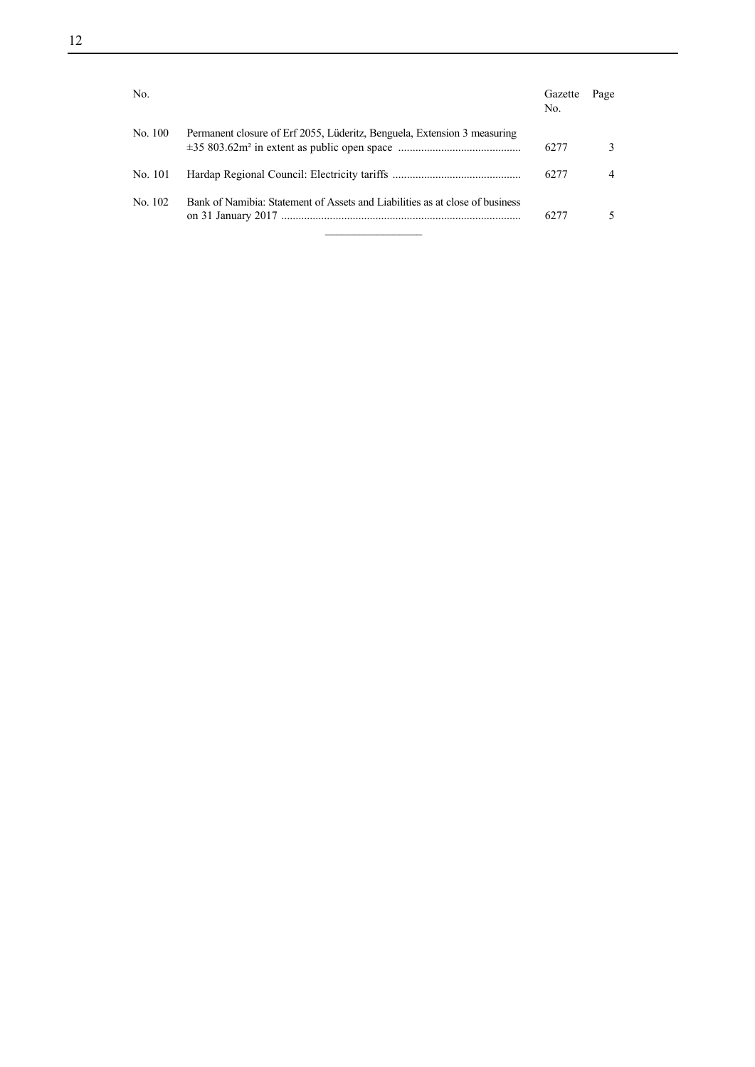| No. | | Gazette No. | Page |
|---|---|---|---|
| No. 100 | Permanent closure of Erf 2055, Lüderitz, Benguela, Extension 3 measuring ±35 803.62m² in extent as public open space | 6277 | 3 |
| No. 101 | Hardap Regional Council: Electricity tariffs | 6277 | 4 |
| No. 102 | Bank of Namibia: Statement of Assets and Liabilities as at close of business on 31 January 2017 | 6277 | 5 |